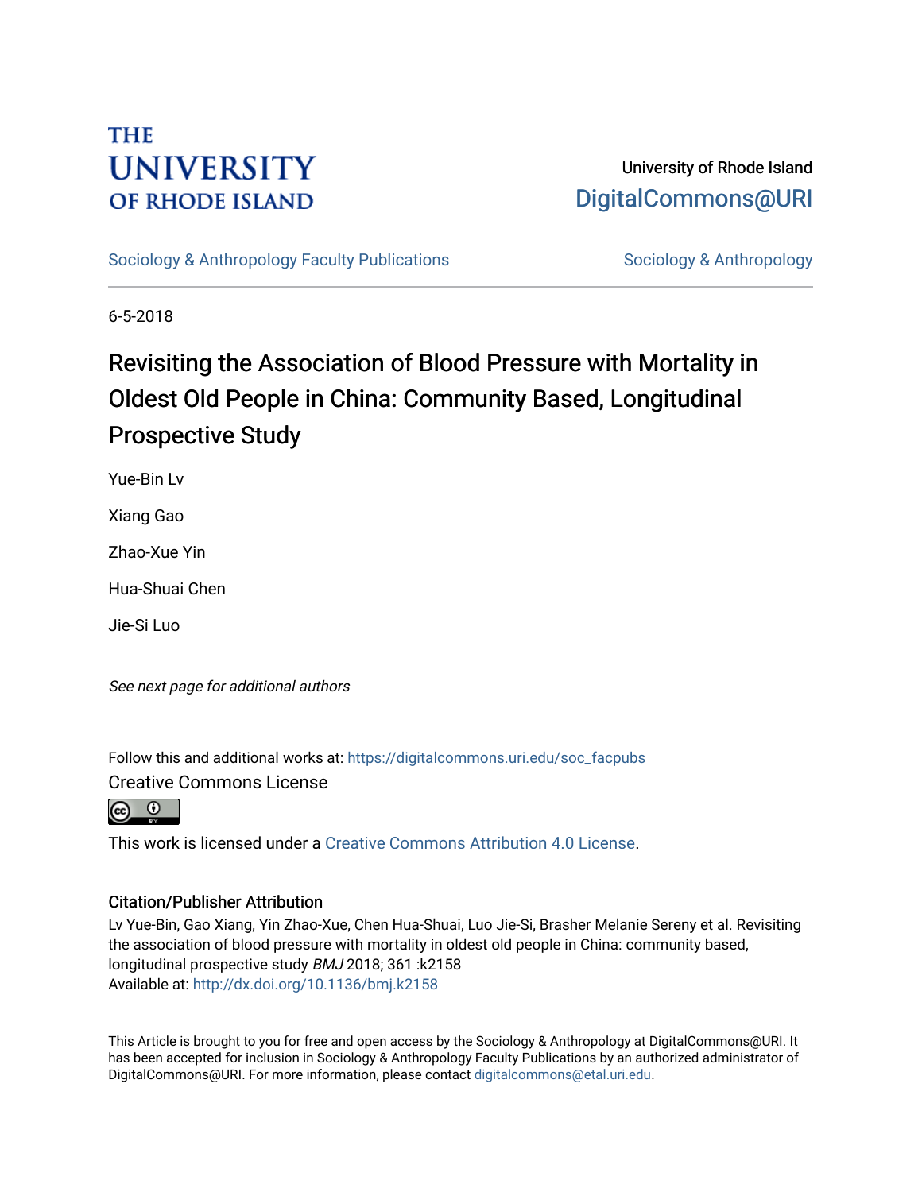THE UNIVERSITY OF RHODE ISLAND

University of Rhode Island
DigitalCommons@URI

Sociology & Anthropology Faculty Publications | Sociology & Anthropology

6-5-2018

# Revisiting the Association of Blood Pressure with Mortality in Oldest Old People in China: Community Based, Longitudinal Prospective Study

Yue-Bin Lv

Xiang Gao

Zhao-Xue Yin

Hua-Shuai Chen

Jie-Si Luo

*See next page for additional authors*

Follow this and additional works at: https://digitalcommons.uri.edu/soc_facpubs

Creative Commons License

This work is licensed under a Creative Commons Attribution 4.0 License.

## Citation/Publisher Attribution

Lv Yue-Bin, Gao Xiang, Yin Zhao-Xue, Chen Hua-Shuai, Luo Jie-Si, Brasher Melanie Sereny et al. Revisiting the association of blood pressure with mortality in oldest old people in China: community based, longitudinal prospective study *BMJ* 2018; 361 :k2158
Available at: http://dx.doi.org/10.1136/bmj.k2158

This Article is brought to you for free and open access by the Sociology & Anthropology at DigitalCommons@URI. It has been accepted for inclusion in Sociology & Anthropology Faculty Publications by an authorized administrator of DigitalCommons@URI. For more information, please contact digitalcommons@etal.uri.edu.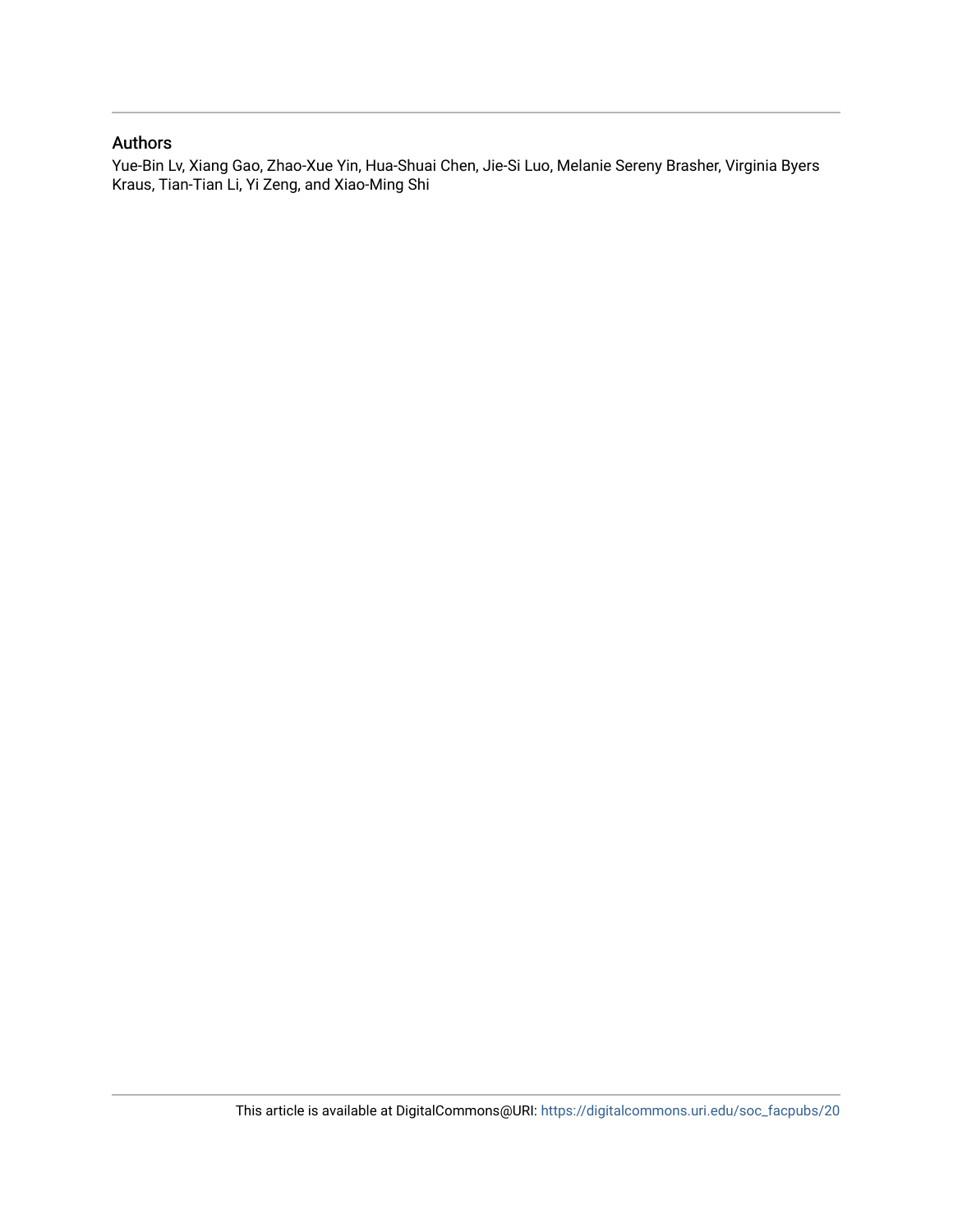## Authors

Yue-Bin Lv, Xiang Gao, Zhao-Xue Yin, Hua-Shuai Chen, Jie-Si Luo, Melanie Sereny Brasher, Virginia Byers Kraus, Tian-Tian Li, Yi Zeng, and Xiao-Ming Shi

This article is available at DigitalCommons@URI: https://digitalcommons.uri.edu/soc_facpubs/20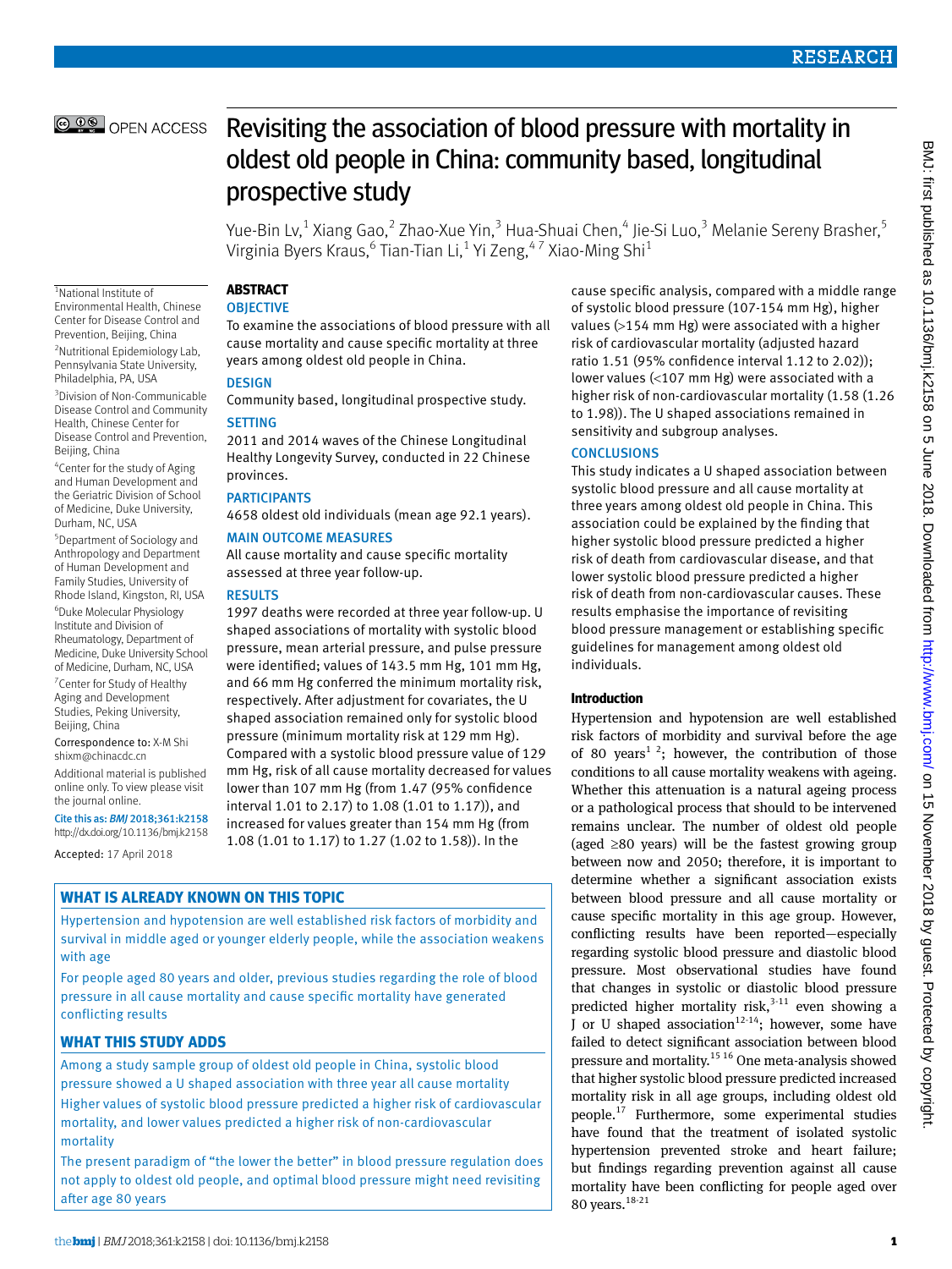# Revisiting the association of blood pressure with mortality in oldest old people in China: community based, longitudinal prospective study

Yue-Bin Lv,[1] Xiang Gao,[2] Zhao-Xue Yin,[3] Hua-Shuai Chen,[4] Jie-Si Luo,[3] Melanie Sereny Brasher,[5] Virginia Byers Kraus,[6] Tian-Tian Li,[1] Yi Zeng,[4,7] Xiao-Ming Shi[1]

[1]National Institute of Environmental Health, Chinese Center for Disease Control and Prevention, Beijing, China

[2]Nutritional Epidemiology Lab, Pennsylvania State University, Philadelphia, PA, USA

[3]Division of Non-Communicable Disease Control and Community Health, Chinese Center for Disease Control and Prevention, Beijing, China

[4]Center for the study of Aging and Human Development and the Geriatric Division of School of Medicine, Duke University, Durham, NC, USA

[5]Department of Sociology and Anthropology and Department of Human Development and Family Studies, University of Rhode Island, Kingston, RI, USA

[6]Duke Molecular Physiology Institute and Division of Rheumatology, Department of Medicine, Duke University School of Medicine, Durham, NC, USA

[7]Center for Study of Healthy Aging and Development Studies, Peking University, Beijing, China

Correspondence to: X-M Shi shixm@chinacdc.cn

Additional material is published online only. To view please visit the journal online.

Cite this as: *BMJ* 2018;361:k2158
http://dx.doi.org/10.1136/bmj.k2158

Accepted: 17 April 2018

## ABSTRACT

### OBJECTIVE

To examine the associations of blood pressure with all cause mortality and cause specific mortality at three years among oldest old people in China.

### DESIGN

Community based, longitudinal prospective study.

### SETTING

2011 and 2014 waves of the Chinese Longitudinal Healthy Longevity Survey, conducted in 22 Chinese provinces.

### PARTICIPANTS

4658 oldest old individuals (mean age 92.1 years).

### MAIN OUTCOME MEASURES

All cause mortality and cause specific mortality assessed at three year follow-up.

### RESULTS

1997 deaths were recorded at three year follow-up. U shaped associations of mortality with systolic blood pressure, mean arterial pressure, and pulse pressure were identified; values of 143.5 mm Hg, 101 mm Hg, and 66 mm Hg conferred the minimum mortality risk, respectively. After adjustment for covariates, the U shaped association remained only for systolic blood pressure (minimum mortality risk at 129 mm Hg). Compared with a systolic blood pressure value of 129 mm Hg, risk of all cause mortality decreased for values lower than 107 mm Hg (from 1.47 (95% confidence interval 1.01 to 2.17) to 1.08 (1.01 to 1.17)), and increased for values greater than 154 mm Hg (from 1.08 (1.01 to 1.17) to 1.27 (1.02 to 1.58)). In the cause specific analysis, compared with a middle range of systolic blood pressure (107-154 mm Hg), higher values (>154 mm Hg) were associated with a higher risk of cardiovascular mortality (adjusted hazard ratio 1.51 (95% confidence interval 1.12 to 2.02)); lower values (<107 mm Hg) were associated with a higher risk of non-cardiovascular mortality (1.58 (1.26 to 1.98)). The U shaped associations remained in sensitivity and subgroup analyses.

### CONCLUSIONS

This study indicates a U shaped association between systolic blood pressure and all cause mortality at three years among oldest old people in China. This association could be explained by the finding that higher systolic blood pressure predicted a higher risk of death from cardiovascular disease, and that lower systolic blood pressure predicted a higher risk of death from non-cardiovascular causes. These results emphasise the importance of revisiting blood pressure management or establishing specific guidelines for management among oldest old individuals.

### WHAT IS ALREADY KNOWN ON THIS TOPIC

Hypertension and hypotension are well established risk factors of morbidity and survival in middle aged or younger elderly people, while the association weakens with age

For people aged 80 years and older, previous studies regarding the role of blood pressure in all cause mortality and cause specific mortality have generated conflicting results

### WHAT THIS STUDY ADDS

Among a study sample group of oldest old people in China, systolic blood pressure showed a U shaped association with three year all cause mortality

Higher values of systolic blood pressure predicted a higher risk of cardiovascular mortality, and lower values predicted a higher risk of non-cardiovascular mortality

The present paradigm of "the lower the better" in blood pressure regulation does not apply to oldest old people, and optimal blood pressure might need revisiting after age 80 years

## Introduction

Hypertension and hypotension are well established risk factors of morbidity and survival before the age of 80 years[1,2]; however, the contribution of those conditions to all cause mortality weakens with ageing. Whether this attenuation is a natural ageing process or a pathological process that should to be intervened remains unclear. The number of oldest old people (aged ≥80 years) will be the fastest growing group between now and 2050; therefore, it is important to determine whether a significant association exists between blood pressure and all cause mortality or cause specific mortality in this age group. However, conflicting results have been reported—especially regarding systolic blood pressure and diastolic blood pressure. Most observational studies have found that changes in systolic or diastolic blood pressure predicted higher mortality risk,[3-11] even showing a J or U shaped association[12-14]; however, some have failed to detect significant association between blood pressure and mortality.[15,16] One meta-analysis showed that higher systolic blood pressure predicted increased mortality risk in all age groups, including oldest old people.[17] Furthermore, some experimental studies have found that the treatment of isolated systolic hypertension prevented stroke and heart failure; but findings regarding prevention against all cause mortality have been conflicting for people aged over 80 years.[18-21]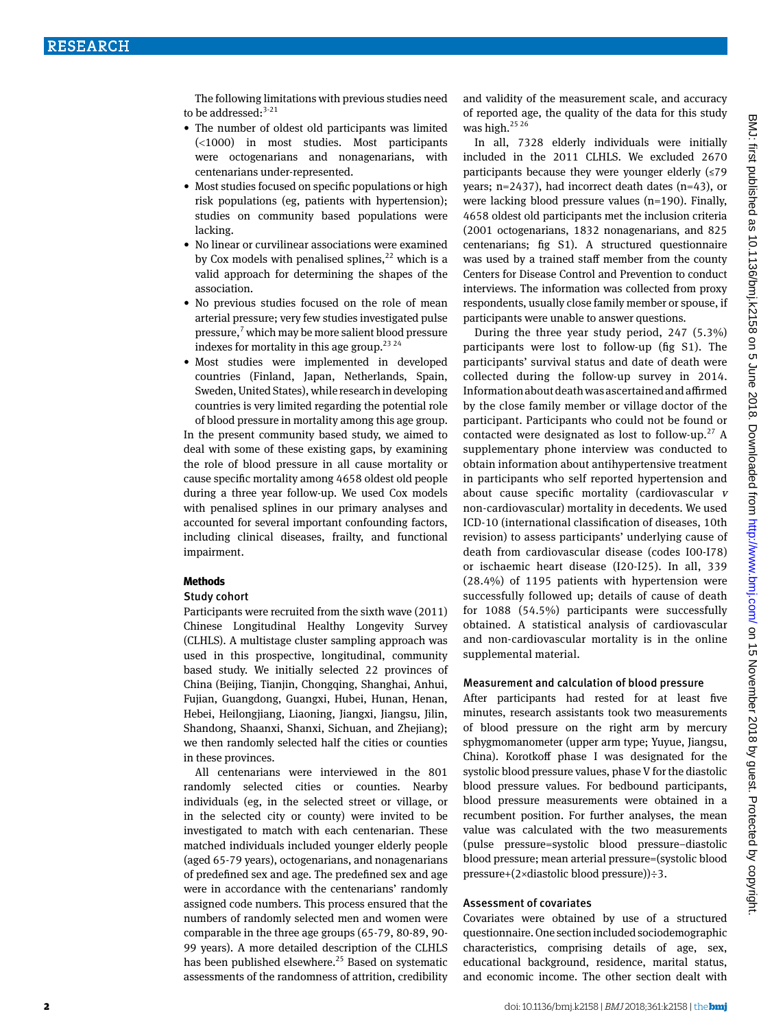The following limitations with previous studies need to be addressed:[3-21]

- The number of oldest old participants was limited (<1000) in most studies. Most participants were octogenarians and nonagenarians, with centenarians under-represented.
- Most studies focused on specific populations or high risk populations (eg, patients with hypertension); studies on community based populations were lacking.
- No linear or curvilinear associations were examined by Cox models with penalised splines,[22] which is a valid approach for determining the shapes of the association.
- No previous studies focused on the role of mean arterial pressure; very few studies investigated pulse pressure,[7] which may be more salient blood pressure indexes for mortality in this age group.[23 24]
- Most studies were implemented in developed countries (Finland, Japan, Netherlands, Spain, Sweden, United States), while research in developing countries is very limited regarding the potential role of blood pressure in mortality among this age group.

In the present community based study, we aimed to deal with some of these existing gaps, by examining the role of blood pressure in all cause mortality or cause specific mortality among 4658 oldest old people during a three year follow-up. We used Cox models with penalised splines in our primary analyses and accounted for several important confounding factors, including clinical diseases, frailty, and functional impairment.

## Methods

### Study cohort

Participants were recruited from the sixth wave (2011) Chinese Longitudinal Healthy Longevity Survey (CLHLS). A multistage cluster sampling approach was used in this prospective, longitudinal, community based study. We initially selected 22 provinces of China (Beijing, Tianjin, Chongqing, Shanghai, Anhui, Fujian, Guangdong, Guangxi, Hubei, Hunan, Henan, Hebei, Heilongjiang, Liaoning, Jiangxi, Jiangsu, Jilin, Shandong, Shaanxi, Shanxi, Sichuan, and Zhejiang); we then randomly selected half the cities or counties in these provinces.

All centenarians were interviewed in the 801 randomly selected cities or counties. Nearby individuals (eg, in the selected street or village, or in the selected city or county) were invited to be investigated to match with each centenarian. These matched individuals included younger elderly people (aged 65-79 years), octogenarians, and nonagenarians of predefined sex and age. The predefined sex and age were in accordance with the centenarians' randomly assigned code numbers. This process ensured that the numbers of randomly selected men and women were comparable in the three age groups (65-79, 80-89, 90-99 years). A more detailed description of the CLHLS has been published elsewhere.[25] Based on systematic assessments of the randomness of attrition, credibility and validity of the measurement scale, and accuracy of reported age, the quality of the data for this study was high.[25 26]

In all, 7328 elderly individuals were initially included in the 2011 CLHLS. We excluded 2670 participants because they were younger elderly (≤79 years; n=2437), had incorrect death dates (n=43), or were lacking blood pressure values (n=190). Finally, 4658 oldest old participants met the inclusion criteria (2001 octogenarians, 1832 nonagenarians, and 825 centenarians; fig S1). A structured questionnaire was used by a trained staff member from the county Centers for Disease Control and Prevention to conduct interviews. The information was collected from proxy respondents, usually close family member or spouse, if participants were unable to answer questions.

During the three year study period, 247 (5.3%) participants were lost to follow-up (fig S1). The participants' survival status and date of death were collected during the follow-up survey in 2014. Information about death was ascertained and affirmed by the close family member or village doctor of the participant. Participants who could not be found or contacted were designated as lost to follow-up.[27] A supplementary phone interview was conducted to obtain information about antihypertensive treatment in participants who self reported hypertension and about cause specific mortality (cardiovascular *v* non-cardiovascular) mortality in decedents. We used ICD-10 (international classification of diseases, 10th revision) to assess participants' underlying cause of death from cardiovascular disease (codes I00-I78) or ischaemic heart disease (I20-I25). In all, 339 (28.4%) of 1195 patients with hypertension were successfully followed up; details of cause of death for 1088 (54.5%) participants were successfully obtained. A statistical analysis of cardiovascular and non-cardiovascular mortality is in the online supplemental material.

### Measurement and calculation of blood pressure

After participants had rested for at least five minutes, research assistants took two measurements of blood pressure on the right arm by mercury sphygmomanometer (upper arm type; Yuyue, Jiangsu, China). Korotkoff phase I was designated for the systolic blood pressure values, phase V for the diastolic blood pressure values. For bedbound participants, blood pressure measurements were obtained in a recumbent position. For further analyses, the mean value was calculated with the two measurements (pulse pressure=systolic blood pressure−diastolic blood pressure; mean arterial pressure=(systolic blood pressure+(2×diastolic blood pressure))÷3.

### Assessment of covariates

Covariates were obtained by use of a structured questionnaire. One section included sociodemographic characteristics, comprising details of age, sex, educational background, residence, marital status, and economic income. The other section dealt with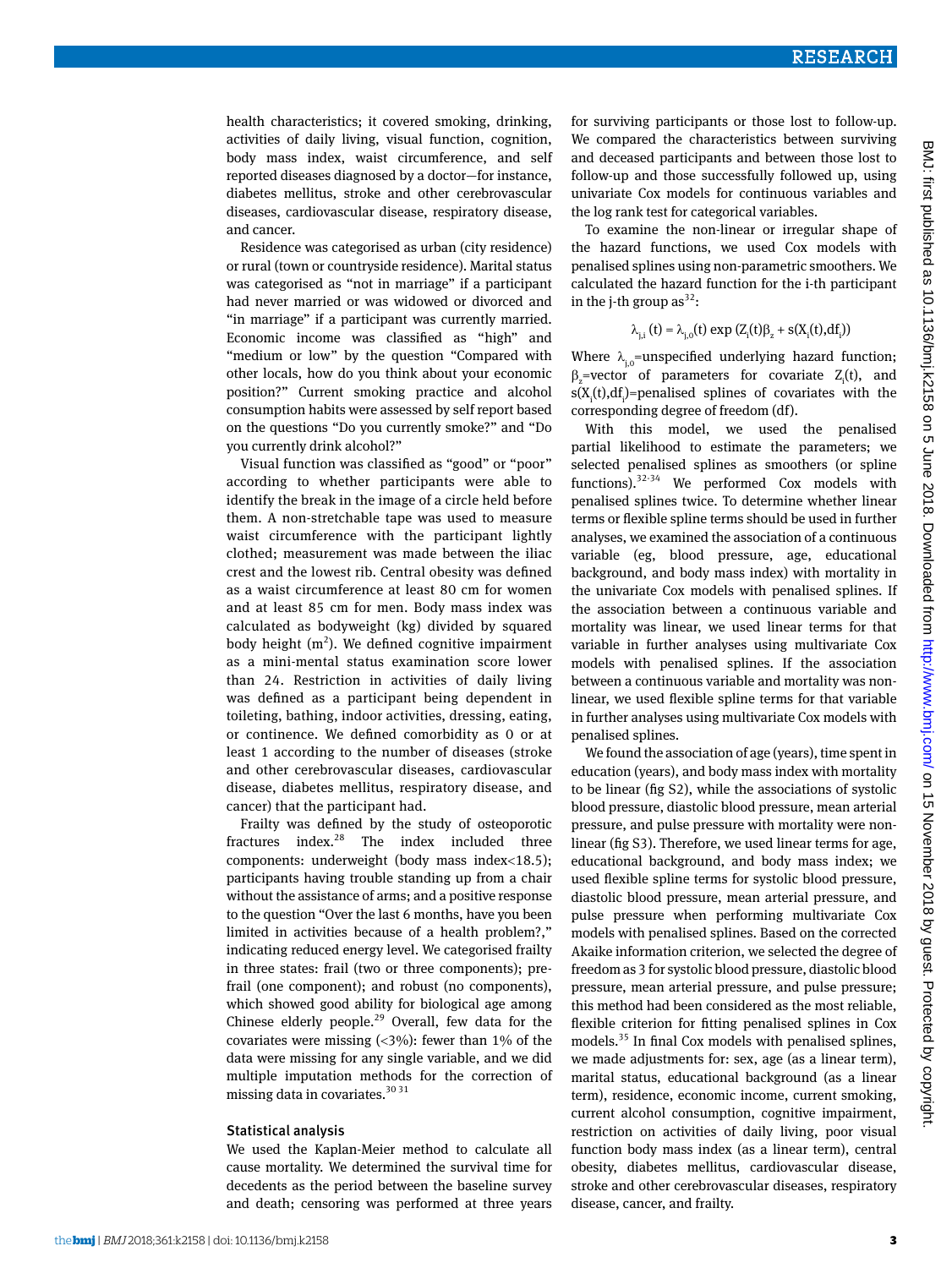health characteristics; it covered smoking, drinking, activities of daily living, visual function, cognition, body mass index, waist circumference, and self reported diseases diagnosed by a doctor—for instance, diabetes mellitus, stroke and other cerebrovascular diseases, cardiovascular disease, respiratory disease, and cancer.

Residence was categorised as urban (city residence) or rural (town or countryside residence). Marital status was categorised as "not in marriage" if a participant had never married or was widowed or divorced and "in marriage" if a participant was currently married. Economic income was classified as "high" and "medium or low" by the question "Compared with other locals, how do you think about your economic position?" Current smoking practice and alcohol consumption habits were assessed by self report based on the questions "Do you currently smoke?" and "Do you currently drink alcohol?"

Visual function was classified as "good" or "poor" according to whether participants were able to identify the break in the image of a circle held before them. A non-stretchable tape was used to measure waist circumference with the participant lightly clothed; measurement was made between the iliac crest and the lowest rib. Central obesity was defined as a waist circumference at least 80 cm for women and at least 85 cm for men. Body mass index was calculated as bodyweight (kg) divided by squared body height ($m^2$). We defined cognitive impairment as a mini-mental status examination score lower than 24. Restriction in activities of daily living was defined as a participant being dependent in toileting, bathing, indoor activities, dressing, eating, or continence. We defined comorbidity as 0 or at least 1 according to the number of diseases (stroke and other cerebrovascular diseases, cardiovascular disease, diabetes mellitus, respiratory disease, and cancer) that the participant had.

Frailty was defined by the study of osteoporotic fractures index.[28] The index included three components: underweight (body mass index<18.5); participants having trouble standing up from a chair without the assistance of arms; and a positive response to the question "Over the last 6 months, have you been limited in activities because of a health problem?," indicating reduced energy level. We categorised frailty in three states: frail (two or three components); pre-frail (one component); and robust (no components), which showed good ability for biological age among Chinese elderly people.[29] Overall, few data for the covariates were missing (<3%): fewer than 1% of the data were missing for any single variable, and we did multiple imputation methods for the correction of missing data in covariates.[30 31]

### Statistical analysis

We used the Kaplan-Meier method to calculate all cause mortality. We determined the survival time for decedents as the period between the baseline survey and death; censoring was performed at three years for surviving participants or those lost to follow-up. We compared the characteristics between surviving and deceased participants and between those lost to follow-up and those successfully followed up, using univariate Cox models for continuous variables and the log rank test for categorical variables.

To examine the non-linear or irregular shape of the hazard functions, we used Cox models with penalised splines using non-parametric smoothers. We calculated the hazard function for the i-th participant in the j-th group as[32]:

$$\lambda_{j,i}(t) = \lambda_{j,0}(t) \exp(Z_i(t)\beta_z + s(X_i(t), df_i))$$

Where $\lambda_{j,0}$=unspecified underlying hazard function; $\beta_z$=vector of parameters for covariate $Z_i(t)$, and $s(X_i(t), df_i)$=penalised splines of covariates with the corresponding degree of freedom (df).

With this model, we used the penalised partial likelihood to estimate the parameters; we selected penalised splines as smoothers (or spline functions).[32-34] We performed Cox models with penalised splines twice. To determine whether linear terms or flexible spline terms should be used in further analyses, we examined the association of a continuous variable (eg, blood pressure, age, educational background, and body mass index) with mortality in the univariate Cox models with penalised splines. If the association between a continuous variable and mortality was linear, we used linear terms for that variable in further analyses using multivariate Cox models with penalised splines. If the association between a continuous variable and mortality was non-linear, we used flexible spline terms for that variable in further analyses using multivariate Cox models with penalised splines.

We found the association of age (years), time spent in education (years), and body mass index with mortality to be linear (fig S2), while the associations of systolic blood pressure, diastolic blood pressure, mean arterial pressure, and pulse pressure with mortality were non-linear (fig S3). Therefore, we used linear terms for age, educational background, and body mass index; we used flexible spline terms for systolic blood pressure, diastolic blood pressure, mean arterial pressure, and pulse pressure when performing multivariate Cox models with penalised splines. Based on the corrected Akaike information criterion, we selected the degree of freedom as 3 for systolic blood pressure, diastolic blood pressure, mean arterial pressure, and pulse pressure; this method had been considered as the most reliable, flexible criterion for fitting penalised splines in Cox models.[35] In final Cox models with penalised splines, we made adjustments for: sex, age (as a linear term), marital status, educational background (as a linear term), residence, economic income, current smoking, current alcohol consumption, cognitive impairment, restriction on activities of daily living, poor visual function body mass index (as a linear term), central obesity, diabetes mellitus, cardiovascular disease, stroke and other cerebrovascular diseases, respiratory disease, cancer, and frailty.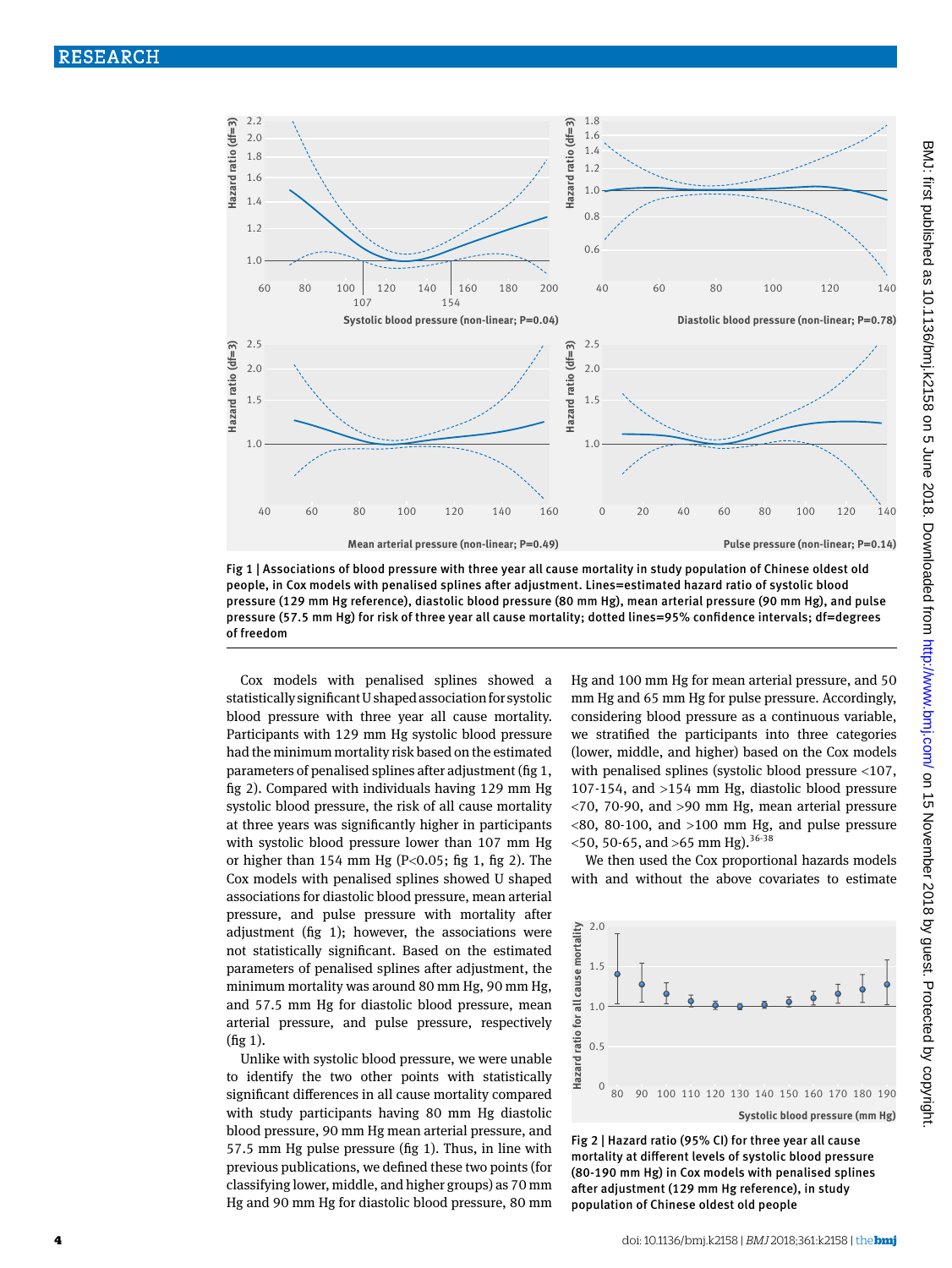Fig 1 | Associations of blood pressure with three year all cause mortality in study population of Chinese oldest old people, in Cox models with penalised splines after adjustment. Lines=estimated hazard ratio of systolic blood pressure (129 mm Hg reference), diastolic blood pressure (80 mm Hg), mean arterial pressure (90 mm Hg), and pulse pressure (57.5 mm Hg) for risk of three year all cause mortality; dotted lines=95% confidence intervals; df=degrees of freedom

Cox models with penalised splines showed a statistically significant U shaped association for systolic blood pressure with three year all cause mortality. Participants with 129 mm Hg systolic blood pressure had the minimum mortality risk based on the estimated parameters of penalised splines after adjustment (fig 1, fig 2). Compared with individuals having 129 mm Hg systolic blood pressure, the risk of all cause mortality at three years was significantly higher in participants with systolic blood pressure lower than 107 mm Hg or higher than 154 mm Hg ($P<0.05$; fig 1, fig 2). The Cox models with penalised splines showed U shaped associations for diastolic blood pressure, mean arterial pressure, and pulse pressure with mortality after adjustment (fig 1); however, the associations were not statistically significant. Based on the estimated parameters of penalised splines after adjustment, the minimum mortality was around 80 mm Hg, 90 mm Hg, and 57.5 mm Hg for diastolic blood pressure, mean arterial pressure, and pulse pressure, respectively (fig 1).

Unlike with systolic blood pressure, we were unable to identify the two other points with statistically significant differences in all cause mortality compared with study participants having 80 mm Hg diastolic blood pressure, 90 mm Hg mean arterial pressure, and 57.5 mm Hg pulse pressure (fig 1). Thus, in line with previous publications, we defined these two points (for classifying lower, middle, and higher groups) as 70 mm Hg and 90 mm Hg for diastolic blood pressure, 80 mm Hg and 100 mm Hg for mean arterial pressure, and 50 mm Hg and 65 mm Hg for pulse pressure. Accordingly, considering blood pressure as a continuous variable, we stratified the participants into three categories (lower, middle, and higher) based on the Cox models with penalised splines (systolic blood pressure <107, 107-154, and >154 mm Hg, diastolic blood pressure <70, 70-90, and >90 mm Hg, mean arterial pressure <80, 80-100, and >100 mm Hg, and pulse pressure <50, 50-65, and >65 mm Hg).[36-38]

We then used the Cox proportional hazards models with and without the above covariates to estimate

Fig 2 | Hazard ratio (95% CI) for three year all cause mortality at different levels of systolic blood pressure (80-190 mm Hg) in Cox models with penalised splines after adjustment (129 mm Hg reference), in study population of Chinese oldest old people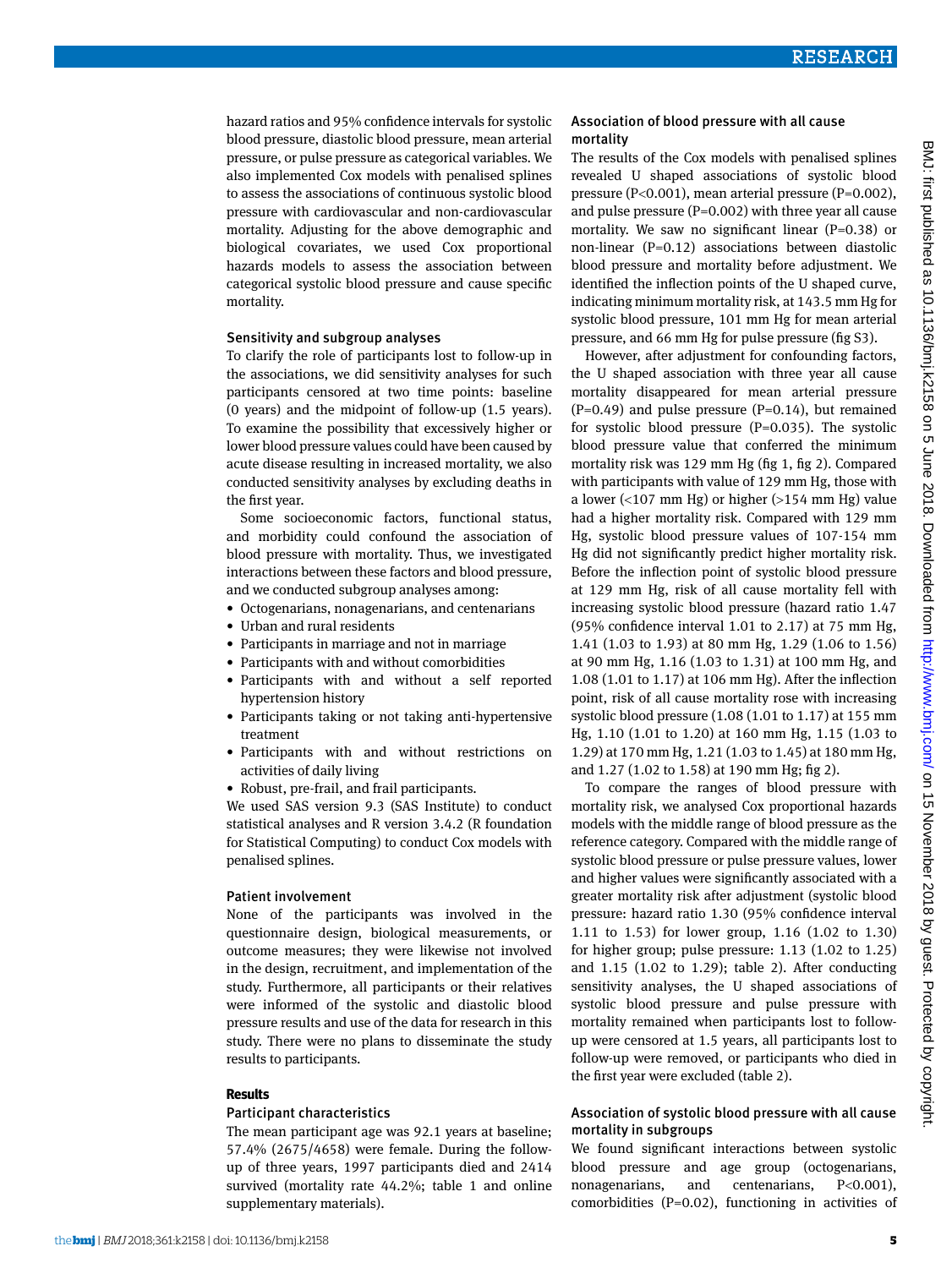hazard ratios and 95% confidence intervals for systolic blood pressure, diastolic blood pressure, mean arterial pressure, or pulse pressure as categorical variables. We also implemented Cox models with penalised splines to assess the associations of continuous systolic blood pressure with cardiovascular and non-cardiovascular mortality. Adjusting for the above demographic and biological covariates, we used Cox proportional hazards models to assess the association between categorical systolic blood pressure and cause specific mortality.

### Sensitivity and subgroup analyses

To clarify the role of participants lost to follow-up in the associations, we did sensitivity analyses for such participants censored at two time points: baseline (0 years) and the midpoint of follow-up (1.5 years). To examine the possibility that excessively higher or lower blood pressure values could have been caused by acute disease resulting in increased mortality, we also conducted sensitivity analyses by excluding deaths in the first year.

Some socioeconomic factors, functional status, and morbidity could confound the association of blood pressure with mortality. Thus, we investigated interactions between these factors and blood pressure, and we conducted subgroup analyses among:

- Octogenarians, nonagenarians, and centenarians
- Urban and rural residents
- Participants in marriage and not in marriage
- Participants with and without comorbidities
- Participants with and without a self reported hypertension history
- Participants taking or not taking anti-hypertensive treatment
- Participants with and without restrictions on activities of daily living
- Robust, pre-frail, and frail participants.

We used SAS version 9.3 (SAS Institute) to conduct statistical analyses and R version 3.4.2 (R foundation for Statistical Computing) to conduct Cox models with penalised splines.

### Patient involvement

None of the participants was involved in the questionnaire design, biological measurements, or outcome measures; they were likewise not involved in the design, recruitment, and implementation of the study. Furthermore, all participants or their relatives were informed of the systolic and diastolic blood pressure results and use of the data for research in this study. There were no plans to disseminate the study results to participants.

## Results

### Participant characteristics

The mean participant age was 92.1 years at baseline; 57.4% (2675/4658) were female. During the follow-up of three years, 1997 participants died and 2414 survived (mortality rate 44.2%; table 1 and online supplementary materials).

### Association of blood pressure with all cause mortality

The results of the Cox models with penalised splines revealed U shaped associations of systolic blood pressure ($P<0.001$), mean arterial pressure ($P=0.002$), and pulse pressure ($P=0.002$) with three year all cause mortality. We saw no significant linear ($P=0.38$) or non-linear ($P=0.12$) associations between diastolic blood pressure and mortality before adjustment. We identified the inflection points of the U shaped curve, indicating minimum mortality risk, at 143.5 mm Hg for systolic blood pressure, 101 mm Hg for mean arterial pressure, and 66 mm Hg for pulse pressure (fig S3).

However, after adjustment for confounding factors, the U shaped association with three year all cause mortality disappeared for mean arterial pressure ($P=0.49$) and pulse pressure ($P=0.14$), but remained for systolic blood pressure ($P=0.035$). The systolic blood pressure value that conferred the minimum mortality risk was 129 mm Hg (fig 1, fig 2). Compared with participants with value of 129 mm Hg, those with a lower (<107 mm Hg) or higher (>154 mm Hg) value had a higher mortality risk. Compared with 129 mm Hg, systolic blood pressure values of 107-154 mm Hg did not significantly predict higher mortality risk. Before the inflection point of systolic blood pressure at 129 mm Hg, risk of all cause mortality fell with increasing systolic blood pressure (hazard ratio 1.47 (95% confidence interval 1.01 to 2.17) at 75 mm Hg, 1.41 (1.03 to 1.93) at 80 mm Hg, 1.29 (1.06 to 1.56) at 90 mm Hg, 1.16 (1.03 to 1.31) at 100 mm Hg, and 1.08 (1.01 to 1.17) at 106 mm Hg). After the inflection point, risk of all cause mortality rose with increasing systolic blood pressure (1.08 (1.01 to 1.17) at 155 mm Hg, 1.10 (1.01 to 1.20) at 160 mm Hg, 1.15 (1.03 to 1.29) at 170 mm Hg, 1.21 (1.03 to 1.45) at 180 mm Hg, and 1.27 (1.02 to 1.58) at 190 mm Hg; fig 2).

To compare the ranges of blood pressure with mortality risk, we analysed Cox proportional hazards models with the middle range of blood pressure as the reference category. Compared with the middle range of systolic blood pressure or pulse pressure values, lower and higher values were significantly associated with a greater mortality risk after adjustment (systolic blood pressure: hazard ratio 1.30 (95% confidence interval 1.11 to 1.53) for lower group, 1.16 (1.02 to 1.30) for higher group; pulse pressure: 1.13 (1.02 to 1.25) and 1.15 (1.02 to 1.29); table 2). After conducting sensitivity analyses, the U shaped associations of systolic blood pressure and pulse pressure with mortality remained when participants lost to follow-up were censored at 1.5 years, all participants lost to follow-up were removed, or participants who died in the first year were excluded (table 2).

### Association of systolic blood pressure with all cause mortality in subgroups

We found significant interactions between systolic blood pressure and age group (octogenarians, nonagenarians, and centenarians, $P<0.001$), comorbidities ($P=0.02$), functioning in activities of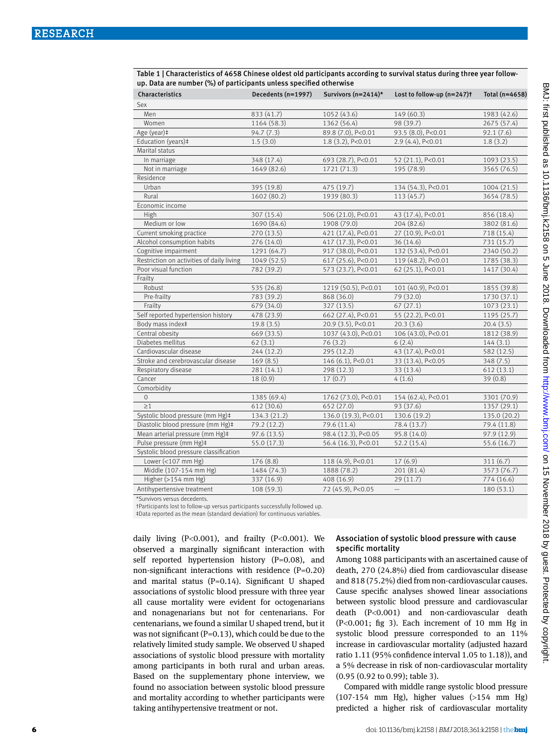Table 1 | Characteristics of 4658 Chinese oldest old participants according to survival status during three year follow-up. Data are number (%) of participants unless specified otherwise

| Characteristics | Decedents (n=1997) | Survivors (n=2414)* | Lost to follow-up (n=247)† | Total (n=4658) |
|---|---|---|---|---|
| Sex | | | | |
| Men | 833 (41.7) | 1052 (43.6) | 149 (60.3) | 1983 (42.6) |
| Women | 1164 (58.3) | 1362 (56.4) | 98 (39.7) | 2675 (57.4) |
| Age (year)‡ | 94.7 (7.3) | 89.8 (7.0), P<0.01 | 93.5 (8.0), P<0.01 | 92.1 (7.6) |
| Education (years)‡ | 1.5 (3.0) | 1.8 (3.2), P<0.01 | 2.9 (4.4), P<0.01 | 1.8 (3.2) |
| Marital status | | | | |
| In marriage | 348 (17.4) | 693 (28.7), P<0.01 | 52 (21.1), P<0.01 | 1093 (23.5) |
| Not in marriage | 1649 (82.6) | 1721 (71.3) | 195 (78.9) | 3565 (76.5) |
| Residence | | | | |
| Urban | 395 (19.8) | 475 (19.7) | 134 (54.3), P<0.01 | 1004 (21.5) |
| Rural | 1602 (80.2) | 1939 (80.3) | 113 (45.7) | 3654 (78.5) |
| Economic income | | | | |
| High | 307 (15.4) | 506 (21.0), P<0.01 | 43 (17.4), P<0.01 | 856 (18.4) |
| Medium or low | 1690 (84.6) | 1908 (79.0) | 204 (82.6) | 3802 (81.6) |
| Current smoking practice | 270 (13.5) | 421 (17.4), P<0.01 | 27 (10.9), P<0.01 | 718 (15.4) |
| Alcohol consumption habits | 276 (14.0) | 417 (17.3), P<0.01 | 36 (14.6) | 731 (15.7) |
| Cognitive impairment | 1291 (64.7) | 917 (38.0), P<0.01 | 132 (53.4), P<0.01 | 2340 (50.2) |
| Restriction on activities of daily living | 1049 (52.5) | 617 (25.6), P<0.01 | 119 (48.2), P<0.01 | 1785 (38.3) |
| Poor visual function | 782 (39.2) | 573 (23.7), P<0.01 | 62 (25.1), P<0.01 | 1417 (30.4) |
| Frailty | | | | |
| Robust | 535 (26.8) | 1219 (50.5), P<0.01 | 101 (40.9), P<0.01 | 1855 (39.8) |
| Pre-frailty | 783 (39.2) | 868 (36.0) | 79 (32.0) | 1730 (37.1) |
| Frailty | 679 (34.0) | 327 (13.5) | 67 (27.1) | 1073 (23.1) |
| Self reported hypertension history | 478 (23.9) | 662 (27.4), P<0.01 | 55 (22.2), P<0.01 | 1195 (25.7) |
| Body mass index‡ | 19.8 (3.5) | 20.9 (3.5), P<0.01 | 20.3 (3.6) | 20.4 (3.5) |
| Central obesity | 669 (33.5) | 1037 (43.0), P<0.01 | 106 (43.0), P<0.01 | 1812 (38.9) |
| Diabetes mellitus | 62 (3.1) | 76 (3.2) | 6 (2.4) | 144 (3.1) |
| Cardiovascular disease | 244 (12.2) | 295 (12.2) | 43 (17.4), P<0.01 | 582 (12.5) |
| Stroke and cerebrovascular disease | 169 (8.5) | 146 (6.1), P<0.01 | 33 (13.4), P<0.05 | 348 (7.5) |
| Respiratory disease | 281 (14.1) | 298 (12.3) | 33 (13.4) | 612 (13.1) |
| Cancer | 18 (0.9) | 17 (0.7) | 4 (1.6) | 39 (0.8) |
| Comorbidity | | | | |
| 0 | 1385 (69.4) | 1762 (73.0), P<0.01 | 154 (62.4), P<0.01 | 3301 (70.9) |
| ≥1 | 612 (30.6) | 652 (27.0) | 93 (37.6) | 1357 (29.1) |
| Systolic blood pressure (mm Hg)‡ | 134.3 (21.2) | 136.0 (19.3), P<0.01 | 130.6 (19.2) | 135.0 (20.2) |
| Diastolic blood pressure (mm Hg)‡ | 79.2 (12.2) | 79.6 (11.4) | 78.4 (13.7) | 79.4 (11.8) |
| Mean arterial pressure (mm Hg)‡ | 97.6 (13.5) | 98.4 (12.3), P<0.05 | 95.8 (14.0) | 97.9 (12.9) |
| Pulse pressure (mm Hg)‡ | 55.0 (17.3) | 56.4 (16.3), P<0.01 | 52.2 (15.4) | 55.6 (16.7) |
| Systolic blood pressure classification | | | | |
| Lower (<107 mm Hg) | 176 (8.8) | 118 (4.9), P<0.01 | 17 (6.9) | 311 (6.7) |
| Middle (107-154 mm Hg) | 1484 (74.3) | 1888 (78.2) | 201 (81.4) | 3573 (76.7) |
| Higher (>154 mm Hg) | 337 (16.9) | 408 (16.9) | 29 (11.7) | 774 (16.6) |
| Antihypertensive treatment | 108 (59.3) | 72 (45.9), P<0.05 | — | 180 (53.1) |

*Survivors versus decedents.
†Participants lost to follow-up versus participants successfully followed up.
‡Data reported as the mean (standard deviation) for continuous variables.

daily living (P<0.001), and frailty (P<0.001). We observed a marginally significant interaction with self reported hypertension history (P=0.08), and non-significant interactions with residence (P=0.20) and marital status (P=0.14). Significant U shaped associations of systolic blood pressure with three year all cause mortality were evident for octogenarians and nonagenarians but not for centenarians. For centenarians, we found a similar U shaped trend, but it was not significant (P=0.13), which could be due to the relatively limited study sample. We observed U shaped associations of systolic blood pressure with mortality among participants in both rural and urban areas. Based on the supplementary phone interview, we found no association between systolic blood pressure and mortality according to whether participants were taking antihypertensive treatment or not.

### Association of systolic blood pressure with cause specific mortality

Among 1088 participants with an ascertained cause of death, 270 (24.8%) died from cardiovascular disease and 818 (75.2%) died from non-cardiovascular causes. Cause specific analyses showed linear associations between systolic blood pressure and cardiovascular death (P<0.001) and non-cardiovascular death (P<0.001; fig 3). Each increment of 10 mm Hg in systolic blood pressure corresponded to an 11% increase in cardiovascular mortality (adjusted hazard ratio 1.11 (95% confidence interval 1.05 to 1.18)), and a 5% decrease in risk of non-cardiovascular mortality (0.95 (0.92 to 0.99); table 3).

Compared with middle range systolic blood pressure (107-154 mm Hg), higher values (>154 mm Hg) predicted a higher risk of cardiovascular mortality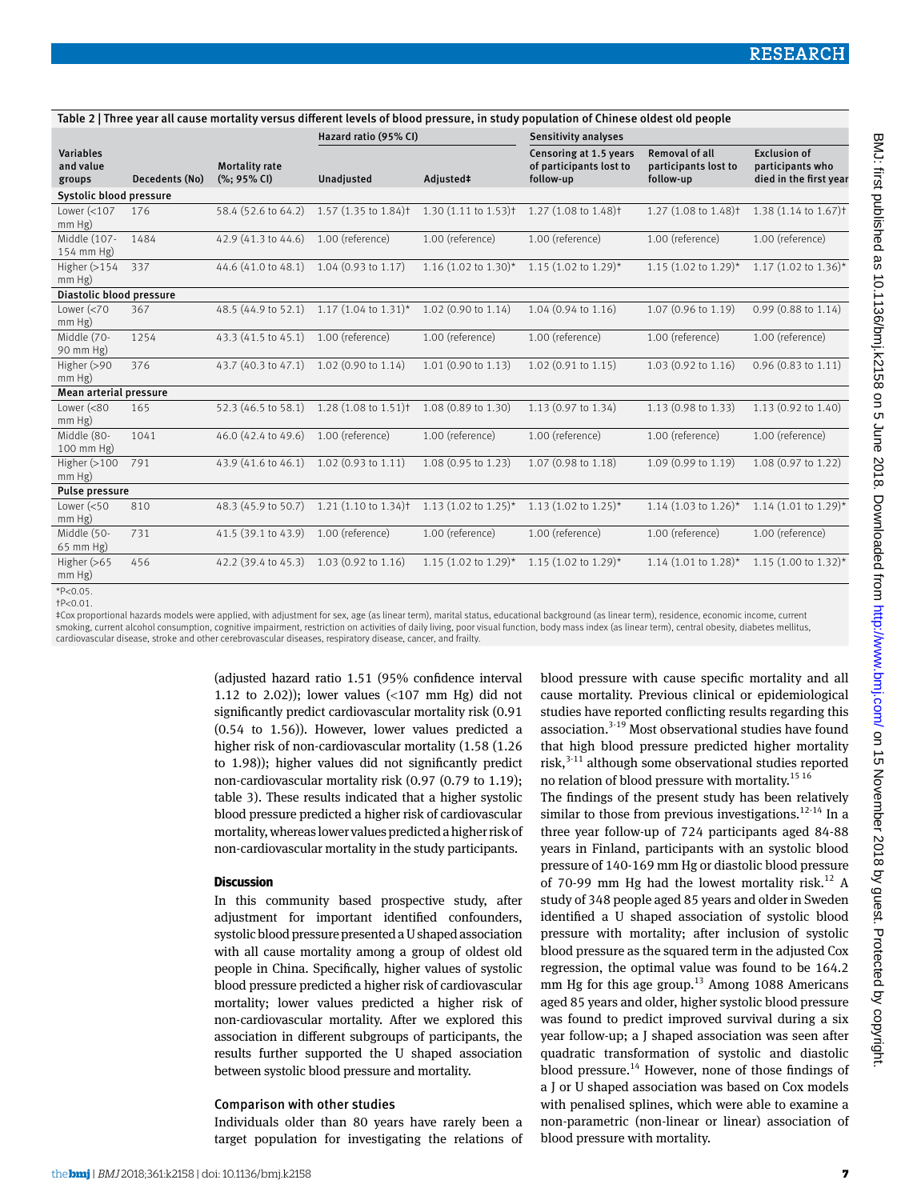Table 2 | Three year all cause mortality versus different levels of blood pressure, in study population of Chinese oldest old people

| Variables and value groups | Decedents (No) | Mortality rate (%; 95% CI) | Hazard ratio (95% CI) | | Sensitivity analyses | | |
|---|---|---|---|---|---|---|---|
| | | | Unadjusted | Adjusted‡ | Censoring at 1.5 years of participants lost to follow-up | Removal of all participants lost to follow-up | Exclusion of participants who died in the first year |
| **Systolic blood pressure** | | | | | | | |
| Lower (<107 mm Hg) | 176 | 58.4 (52.6 to 64.2) | 1.57 (1.35 to 1.84)† | 1.30 (1.11 to 1.53)† | 1.27 (1.08 to 1.48)† | 1.27 (1.08 to 1.48)† | 1.38 (1.14 to 1.67)† |
| Middle (107-154 mm Hg) | 1484 | 42.9 (41.3 to 44.6) | 1.00 (reference) | 1.00 (reference) | 1.00 (reference) | 1.00 (reference) | 1.00 (reference) |
| Higher (>154 mm Hg) | 337 | 44.6 (41.0 to 48.1) | 1.04 (0.93 to 1.17) | 1.16 (1.02 to 1.30)* | 1.15 (1.02 to 1.29)* | 1.15 (1.02 to 1.29)* | 1.17 (1.02 to 1.36)* |
| **Diastolic blood pressure** | | | | | | | |
| Lower (<70 mm Hg) | 367 | 48.5 (44.9 to 52.1) | 1.17 (1.04 to 1.31)* | 1.02 (0.90 to 1.14) | 1.04 (0.94 to 1.16) | 1.07 (0.96 to 1.19) | 0.99 (0.88 to 1.14) |
| Middle (70-90 mm Hg) | 1254 | 43.3 (41.5 to 45.1) | 1.00 (reference) | 1.00 (reference) | 1.00 (reference) | 1.00 (reference) | 1.00 (reference) |
| Higher (>90 mm Hg) | 376 | 43.7 (40.3 to 47.1) | 1.02 (0.90 to 1.14) | 1.01 (0.90 to 1.13) | 1.02 (0.91 to 1.15) | 1.03 (0.92 to 1.16) | 0.96 (0.83 to 1.11) |
| **Mean arterial pressure** | | | | | | | |
| Lower (<80 mm Hg) | 165 | 52.3 (46.5 to 58.1) | 1.28 (1.08 to 1.51)† | 1.08 (0.89 to 1.30) | 1.13 (0.97 to 1.34) | 1.13 (0.98 to 1.33) | 1.13 (0.92 to 1.40) |
| Middle (80-100 mm Hg) | 1041 | 46.0 (42.4 to 49.6) | 1.00 (reference) | 1.00 (reference) | 1.00 (reference) | 1.00 (reference) | 1.00 (reference) |
| Higher (>100 mm Hg) | 791 | 43.9 (41.6 to 46.1) | 1.02 (0.93 to 1.11) | 1.08 (0.95 to 1.23) | 1.07 (0.98 to 1.18) | 1.09 (0.99 to 1.19) | 1.08 (0.97 to 1.22) |
| **Pulse pressure** | | | | | | | |
| Lower (<50 mm Hg) | 810 | 48.3 (45.9 to 50.7) | 1.21 (1.10 to 1.34)† | 1.13 (1.02 to 1.25)* | 1.13 (1.02 to 1.25)* | 1.14 (1.03 to 1.26)* | 1.14 (1.01 to 1.29)* |
| Middle (50-65 mm Hg) | 731 | 41.5 (39.1 to 43.9) | 1.00 (reference) | 1.00 (reference) | 1.00 (reference) | 1.00 (reference) | 1.00 (reference) |
| Higher (>65 mm Hg) | 456 | 42.2 (39.4 to 45.3) | 1.03 (0.92 to 1.16) | 1.15 (1.02 to 1.29)* | 1.15 (1.02 to 1.29)* | 1.14 (1.01 to 1.28)* | 1.15 (1.00 to 1.32)* |

*P<0.05.
†P<0.01.
‡Cox proportional hazards models were applied, with adjustment for sex, age (as linear term), marital status, educational background (as linear term), residence, economic income, current smoking, current alcohol consumption, cognitive impairment, restriction on activities of daily living, poor visual function, body mass index (as linear term), central obesity, diabetes mellitus, cardiovascular disease, stroke and other cerebrovascular diseases, respiratory disease, cancer, and frailty.

(adjusted hazard ratio 1.51 (95% confidence interval 1.12 to 2.02)); lower values (<107 mm Hg) did not significantly predict cardiovascular mortality risk (0.91 (0.54 to 1.56)). However, lower values predicted a higher risk of non-cardiovascular mortality (1.58 (1.26 to 1.98)); higher values did not significantly predict non-cardiovascular mortality risk (0.97 (0.79 to 1.19); table 3). These results indicated that a higher systolic blood pressure predicted a higher risk of cardiovascular mortality, whereas lower values predicted a higher risk of non-cardiovascular mortality in the study participants.

## Discussion

In this community based prospective study, after adjustment for important identified confounders, systolic blood pressure presented a U shaped association with all cause mortality among a group of oldest old people in China. Specifically, higher values of systolic blood pressure predicted a higher risk of cardiovascular mortality; lower values predicted a higher risk of non-cardiovascular mortality. After we explored this association in different subgroups of participants, the results further supported the U shaped association between systolic blood pressure and mortality.

### Comparison with other studies

Individuals older than 80 years have rarely been a target population for investigating the relations of blood pressure with cause specific mortality and all cause mortality. Previous clinical or epidemiological studies have reported conflicting results regarding this association.[3-19] Most observational studies have found that high blood pressure predicted higher mortality risk,[3-11] although some observational studies reported no relation of blood pressure with mortality.[15 16]

The findings of the present study has been relatively similar to those from previous investigations.[12-14] In a three year follow-up of 724 participants aged 84-88 years in Finland, participants with an systolic blood pressure of 140-169 mm Hg or diastolic blood pressure of 70-99 mm Hg had the lowest mortality risk.[12] A study of 348 people aged 85 years and older in Sweden identified a U shaped association of systolic blood pressure with mortality; after inclusion of systolic blood pressure as the squared term in the adjusted Cox regression, the optimal value was found to be 164.2 mm Hg for this age group.[13] Among 1088 Americans aged 85 years and older, higher systolic blood pressure was found to predict improved survival during a six year follow-up; a J shaped association was seen after quadratic transformation of systolic and diastolic blood pressure.[14] However, none of those findings of a J or U shaped association was based on Cox models with penalised splines, which were able to examine a non-parametric (non-linear or linear) association of blood pressure with mortality.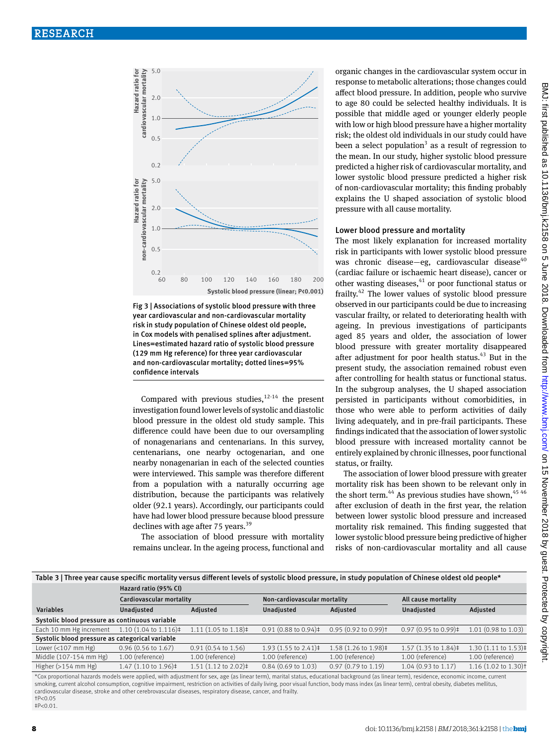Fig 3 | Associations of systolic blood pressure with three year cardiovascular and non-cardiovascular mortality risk in study population of Chinese oldest old people, in Cox models with penalised splines after adjustment. Lines=estimated hazard ratio of systolic blood pressure (129 mm Hg reference) for three year cardiovascular and non-cardiovascular mortality; dotted lines=95% confidence intervals

Compared with previous studies,[12-14] the present investigation found lower levels of systolic and diastolic blood pressure in the oldest old study sample. This difference could have been due to our oversampling of nonagenarians and centenarians. In this survey, centenarians, one nearby octogenarian, and one nearby nonagenarian in each of the selected counties were interviewed. This sample was therefore different from a population with a naturally occurring age distribution, because the participants was relatively older (92.1 years). Accordingly, our participants could have had lower blood pressure because blood pressure declines with age after 75 years.[39]

The association of blood pressure with mortality remains unclear. In the ageing process, functional and organic changes in the cardiovascular system occur in response to metabolic alterations; those changes could affect blood pressure. In addition, people who survive to age 80 could be selected healthy individuals. It is possible that middle aged or younger elderly people with low or high blood pressure have a higher mortality risk; the oldest old individuals in our study could have been a select population[3] as a result of regression to the mean. In our study, higher systolic blood pressure predicted a higher risk of cardiovascular mortality, and lower systolic blood pressure predicted a higher risk of non-cardiovascular mortality; this finding probably explains the U shaped association of systolic blood pressure with all cause mortality.

### Lower blood pressure and mortality

The most likely explanation for increased mortality risk in participants with lower systolic blood pressure was chronic disease—eg, cardiovascular disease[40] (cardiac failure or ischaemic heart disease), cancer or other wasting diseases,[41] or poor functional status or frailty.[42] The lower values of systolic blood pressure observed in our participants could be due to increasing vascular frailty, or related to deteriorating health with ageing. In previous investigations of participants aged 85 years and older, the association of lower blood pressure with greater mortality disappeared after adjustment for poor health status.[43] But in the present study, the association remained robust even after controlling for health status or functional status. In the subgroup analyses, the U shaped association persisted in participants without comorbidities, in those who were able to perform activities of daily living adequately, and in pre-frail participants. These findings indicated that the association of lower systolic blood pressure with increased mortality cannot be entirely explained by chronic illnesses, poor functional status, or frailty.

The association of lower blood pressure with greater mortality risk has been shown to be relevant only in the short term.[44] As previous studies have shown,[45 46] after exclusion of death in the first year, the relation between lower systolic blood pressure and increased mortality risk remained. This finding suggested that lower systolic blood pressure being predictive of higher risks of non-cardiovascular mortality and all cause

Table 3 | Three year cause specific mortality versus different levels of systolic blood pressure, in study population of Chinese oldest old people*

| Variables | Hazard ratio (95% CI) | | | | | |
|---|---|---|---|---|---|---|
| | Cardiovascular mortality | | Non-cardiovascular mortality | | All cause mortality | |
| | Unadjusted | Adjusted | Unadjusted | Adjusted | Unadjusted | Adjusted |
| **Systolic blood pressure as continuous variable** | | | | | | |
| Each 10 mm Hg increment | 1.10 (1.04 to 1.116)‡ | 1.11 (1.05 to 1.18)‡ | 0.91 (0.88 to 0.94)‡ | 0.95 (0.92 to 0.99)† | 0.97 (0.95 to 0.99)‡ | 1.01 (0.98 to 1.03) |
| **Systolic blood pressure as categorical variable** | | | | | | |
| Lower (<107 mm Hg) | 0.96 (0.56 to 1.67) | 0.91 (0.54 to 1.56) | 1.93 (1.55 to 2.41)‡ | 1.58 (1.26 to 1.98)‡ | 1.57 (1.35 to 1.84)‡ | 1.30 (1.11 to 1.53)‡ |
| Middle (107-154 mm Hg) | 1.00 (reference) | 1.00 (reference) | 1.00 (reference) | 1.00 (reference) | 1.00 (reference) | 1.00 (reference) |
| Higher (>154 mm Hg) | 1.47 (1.10 to 1.96)‡ | 1.51 (1.12 to 2.02)‡ | 0.84 (0.69 to 1.03) | 0.97 (0.79 to 1.19) | 1.04 (0.93 to 1.17) | 1.16 (1.02 to 1.30)† |

*Cox proportional hazards models were applied, with adjustment for sex, age (as linear term), marital status, educational background (as linear term), residence, economic income, current smoking, current alcohol consumption, cognitive impairment, restriction on activities of daily living, poor visual function, body mass index (as linear term), central obesity, diabetes mellitus, cardiovascular disease, stroke and other cerebrovascular diseases, respiratory disease, cancer, and frailty.
†P<0.05
‡P<0.01.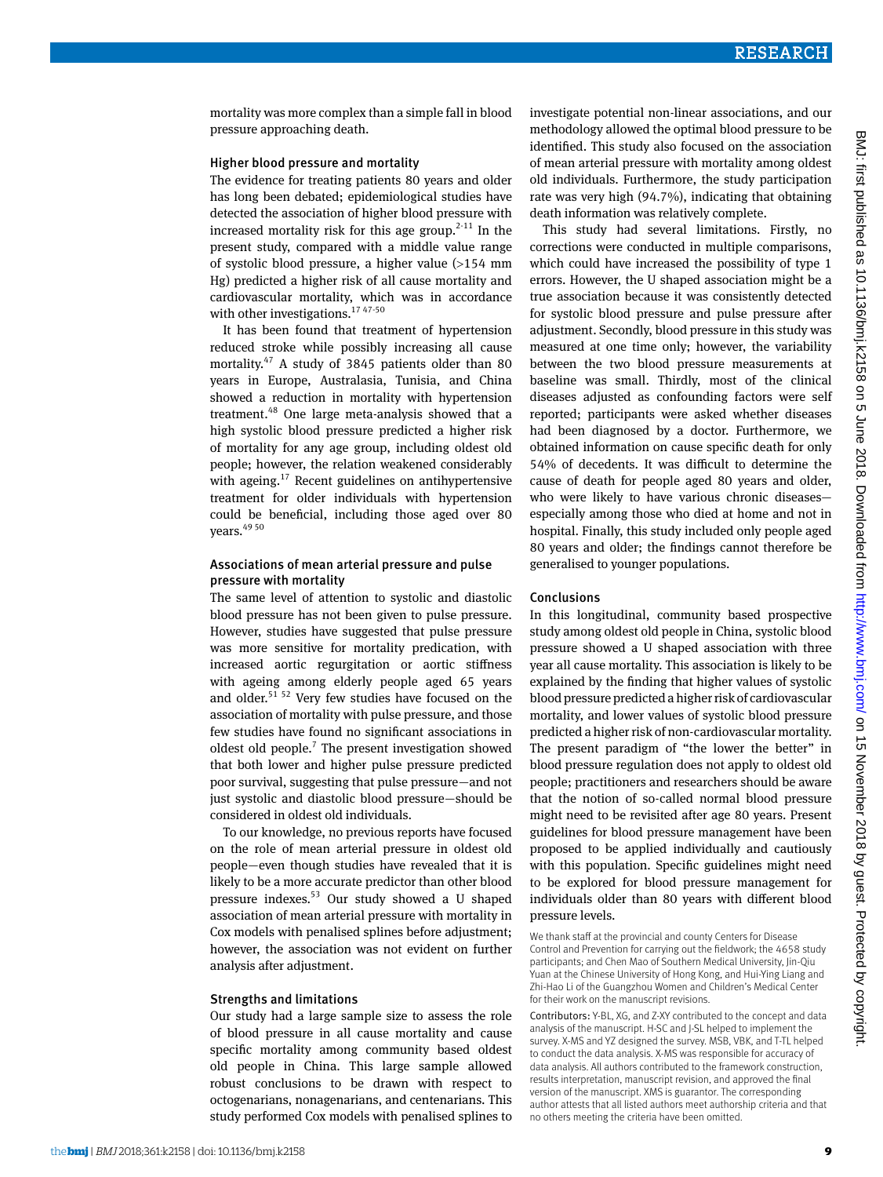mortality was more complex than a simple fall in blood pressure approaching death.

### Higher blood pressure and mortality

The evidence for treating patients 80 years and older has long been debated; epidemiological studies have detected the association of higher blood pressure with increased mortality risk for this age group.[2-11] In the present study, compared with a middle value range of systolic blood pressure, a higher value (>154 mm Hg) predicted a higher risk of all cause mortality and cardiovascular mortality, which was in accordance with other investigations.[17 47-50]

It has been found that treatment of hypertension reduced stroke while possibly increasing all cause mortality.[47] A study of 3845 patients older than 80 years in Europe, Australasia, Tunisia, and China showed a reduction in mortality with hypertension treatment.[48] One large meta-analysis showed that a high systolic blood pressure predicted a higher risk of mortality for any age group, including oldest old people; however, the relation weakened considerably with ageing.[17] Recent guidelines on antihypertensive treatment for older individuals with hypertension could be beneficial, including those aged over 80 years.[49 50]

### Associations of mean arterial pressure and pulse pressure with mortality

The same level of attention to systolic and diastolic blood pressure has not been given to pulse pressure. However, studies have suggested that pulse pressure was more sensitive for mortality predication, with increased aortic regurgitation or aortic stiffness with ageing among elderly people aged 65 years and older.[51 52] Very few studies have focused on the association of mortality with pulse pressure, and those few studies have found no significant associations in oldest old people.[7] The present investigation showed that both lower and higher pulse pressure predicted poor survival, suggesting that pulse pressure—and not just systolic and diastolic blood pressure—should be considered in oldest old individuals.

To our knowledge, no previous reports have focused on the role of mean arterial pressure in oldest old people—even though studies have revealed that it is likely to be a more accurate predictor than other blood pressure indexes.[53] Our study showed a U shaped association of mean arterial pressure with mortality in Cox models with penalised splines before adjustment; however, the association was not evident on further analysis after adjustment.

### Strengths and limitations

Our study had a large sample size to assess the role of blood pressure in all cause mortality and cause specific mortality among community based oldest old people in China. This large sample allowed robust conclusions to be drawn with respect to octogenarians, nonagenarians, and centenarians. This study performed Cox models with penalised splines to investigate potential non-linear associations, and our methodology allowed the optimal blood pressure to be identified. This study also focused on the association of mean arterial pressure with mortality among oldest old individuals. Furthermore, the study participation rate was very high (94.7%), indicating that obtaining death information was relatively complete.

This study had several limitations. Firstly, no corrections were conducted in multiple comparisons, which could have increased the possibility of type 1 errors. However, the U shaped association might be a true association because it was consistently detected for systolic blood pressure and pulse pressure after adjustment. Secondly, blood pressure in this study was measured at one time only; however, the variability between the two blood pressure measurements at baseline was small. Thirdly, most of the clinical diseases adjusted as confounding factors were self reported; participants were asked whether diseases had been diagnosed by a doctor. Furthermore, we obtained information on cause specific death for only 54% of decedents. It was difficult to determine the cause of death for people aged 80 years and older, who were likely to have various chronic diseases—especially among those who died at home and not in hospital. Finally, this study included only people aged 80 years and older; the findings cannot therefore be generalised to younger populations.

### Conclusions

In this longitudinal, community based prospective study among oldest old people in China, systolic blood pressure showed a U shaped association with three year all cause mortality. This association is likely to be explained by the finding that higher values of systolic blood pressure predicted a higher risk of cardiovascular mortality, and lower values of systolic blood pressure predicted a higher risk of non-cardiovascular mortality. The present paradigm of "the lower the better" in blood pressure regulation does not apply to oldest old people; practitioners and researchers should be aware that the notion of so-called normal blood pressure might need to be revisited after age 80 years. Present guidelines for blood pressure management have been proposed to be applied individually and cautiously with this population. Specific guidelines might need to be explored for blood pressure management for individuals older than 80 years with different blood pressure levels.

We thank staff at the provincial and county Centers for Disease Control and Prevention for carrying out the fieldwork; the 4658 study participants; and Chen Mao of Southern Medical University, Jin-Qiu Yuan at the Chinese University of Hong Kong, and Hui-Ying Liang and Zhi-Hao Li of the Guangzhou Women and Children's Medical Center for their work on the manuscript revisions.

Contributors: Y-BL, XG, and Z-XY contributed to the concept and data analysis of the manuscript. H-SC and J-SL helped to implement the survey. X-MS and YZ designed the survey. MSB, VBK, and T-TL helped to conduct the data analysis. X-MS was responsible for accuracy of data analysis. All authors contributed to the framework construction, results interpretation, manuscript revision, and approved the final version of the manuscript. XMS is guarantor. The corresponding author attests that all listed authors meet authorship criteria and that no others meeting the criteria have been omitted.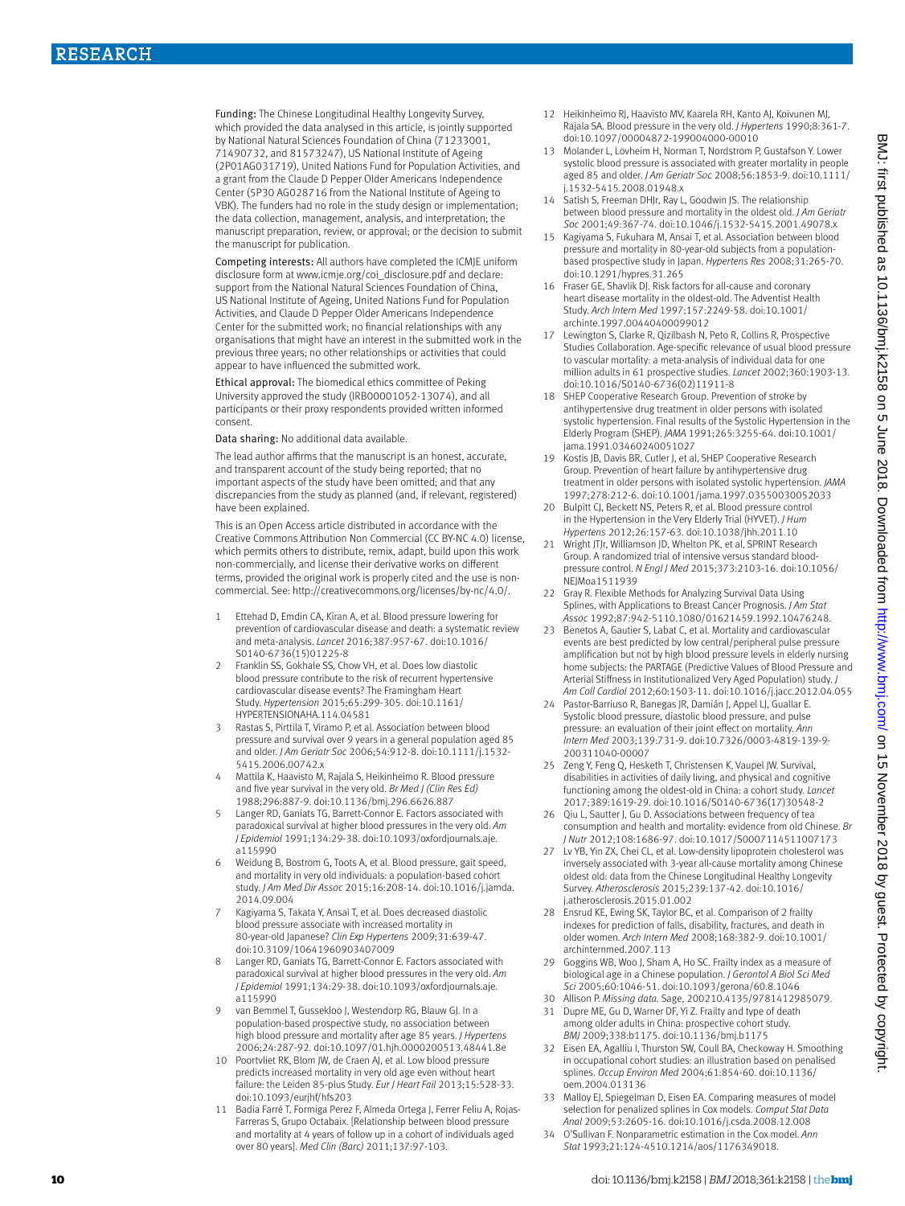**Funding:** The Chinese Longitudinal Healthy Longevity Survey, which provided the data analysed in this article, is jointly supported by National Natural Sciences Foundation of China (71233001, 71490732, and 81573247), US National Institute of Ageing (2P01AG031719), United Nations Fund for Population Activities, and a grant from the Claude D Pepper Older Americans Independence Center (5P30 AG028716 from the National Institute of Ageing to VBK). The funders had no role in the study design or implementation; the data collection, management, analysis, and interpretation; the manuscript preparation, review, or approval; or the decision to submit the manuscript for publication.

**Competing interests:** All authors have completed the ICMJE uniform disclosure form at www.icmje.org/coi_disclosure.pdf and declare: support from the National Natural Sciences Foundation of China, US National Institute of Ageing, United Nations Fund for Population Activities, and Claude D Pepper Older Americans Independence Center for the submitted work; no financial relationships with any organisations that might have an interest in the submitted work in the previous three years; no other relationships or activities that could appear to have influenced the submitted work.

**Ethical approval:** The biomedical ethics committee of Peking University approved the study (IRB00001052-13074), and all participants or their proxy respondents provided written informed consent.

**Data sharing:** No additional data available.

The lead author affirms that the manuscript is an honest, accurate, and transparent account of the study being reported; that no important aspects of the study have been omitted; and that any discrepancies from the study as planned (and, if relevant, registered) have been explained.

This is an Open Access article distributed in accordance with the Creative Commons Attribution Non Commercial (CC BY-NC 4.0) license, which permits others to distribute, remix, adapt, build upon this work non-commercially, and license their derivative works on different terms, provided the original work is properly cited and the use is non-commercial. See: http://creativecommons.org/licenses/by-nc/4.0/.

1. Ettehad D, Emdin CA, Kiran A, et al. Blood pressure lowering for prevention of cardiovascular disease and death: a systematic review and meta-analysis. *Lancet* 2016;387:957-67. doi:10.1016/S0140-6736(15)01225-8
2. Franklin SS, Gokhale SS, Chow VH, et al. Does low diastolic blood pressure contribute to the risk of recurrent hypertensive cardiovascular disease events? The Framingham Heart Study. *Hypertension* 2015;65:299-305. doi:10.1161/HYPERTENSIONAHA.114.04581
3. Rastas S, Pirttilä T, Viramo P, et al. Association between blood pressure and survival over 9 years in a general population aged 85 and older. *J Am Geriatr Soc* 2006;54:912-8. doi:10.1111/j.1532-5415.2006.00742.x
4. Mattila K, Haavisto M, Rajala S, Heikinheimo R. Blood pressure and five year survival in the very old. *Br Med J (Clin Res Ed)* 1988;296:887-9. doi:10.1136/bmj.296.6626.887
5. Langer RD, Ganiats TG, Barrett-Connor E. Factors associated with paradoxical survival at higher blood pressures in the very old. *Am J Epidemiol* 1991;134:29-38. doi:10.1093/oxfordjournals.aje.a115990
6. Weidung B, Boström G, Toots A, et al. Blood pressure, gait speed, and mortality in very old individuals: a population-based cohort study. *J Am Med Dir Assoc* 2015;16:208-14. doi:10.1016/j.jamda.2014.09.004
7. Kagiyama S, Takata Y, Ansai T, et al. Does decreased diastolic blood pressure associate with increased mortality in 80-year-old Japanese? *Clin Exp Hypertens* 2009;31:639-47. doi:10.3109/10641960903407009
8. Langer RD, Ganiats TG, Barrett-Connor E. Factors associated with paradoxical survival at higher blood pressures in the very old. *Am J Epidemiol* 1991;134:29-38. doi:10.1093/oxfordjournals.aje.a115990
9. van Bemmel T, Gussekloo J, Westendorp RG, Blauw GJ. In a population-based prospective study, no association between high blood pressure and mortality after age 85 years. *J Hypertens* 2006;24:287-92. doi:10.1097/01.hjh.0000200513.48441.8e
10. Poortvliet RK, Blom JW, de Craen AJ, et al. Low blood pressure predicts increased mortality in very old age even without heart failure: the Leiden 85-plus Study. *Eur J Heart Fail* 2013;15:528-33. doi:10.1093/eurjhf/hfs203
11. Badia Farré T, Formiga Perez F, Almeda Ortega J, Ferrer Feliu A, Rojas-Farreras S, Grupo Octabaix. [Relationship between blood pressure and mortality at 4 years of follow up in a cohort of individuals aged over 80 years]. *Med Clin (Barc)* 2011;137:97-103.
12. Heikinheimo RJ, Haavisto MV, Kaarela RH, Kanto AJ, Koivunen MJ, Rajala SA. Blood pressure in the very old. *J Hypertens* 1990;8:361-7. doi:10.1097/00004872-199004000-00010
13. Molander L, Lövheim H, Norman T, Nordström P, Gustafson Y. Lower systolic blood pressure is associated with greater mortality in people aged 85 and older. *J Am Geriatr Soc* 2008;56:1853-9. doi:10.1111/j.1532-5415.2008.01948.x
14. Satish S, Freeman DHJr, Ray L, Goodwin JS. The relationship between blood pressure and mortality in the oldest old. *J Am Geriatr Soc* 2001;49:367-74. doi:10.1046/j.1532-5415.2001.49078.x
15. Kagiyama S, Fukuhara M, Ansai T, et al. Association between blood pressure and mortality in 80-year-old subjects from a population-based prospective study in Japan. *Hypertens Res* 2008;31:265-70. doi:10.1291/hypres.31.265
16. Fraser GE, Shavlik DJ. Risk factors for all-cause and coronary heart disease mortality in the oldest-old. The Adventist Health Study. *Arch Intern Med* 1997;157:2249-58. doi:10.1001/archinte.1997.00440400099012
17. Lewington S, Clarke R, Qizilbash N, Peto R, Collins R, Prospective Studies Collaboration. Age-specific relevance of usual blood pressure to vascular mortality: a meta-analysis of individual data for one million adults in 61 prospective studies. *Lancet* 2002;360:1903-13. doi:10.1016/S0140-6736(02)11911-8
18. SHEP Cooperative Research Group. Prevention of stroke by antihypertensive drug treatment in older persons with isolated systolic hypertension. Final results of the Systolic Hypertension in the Elderly Program (SHEP). *JAMA* 1991;265:3255-64. doi:10.1001/jama.1991.03460240051027
19. Kostis JB, Davis BR, Cutler J, et al, SHEP Cooperative Research Group. Prevention of heart failure by antihypertensive drug treatment in older persons with isolated systolic hypertension. *JAMA* 1997;278:212-6. doi:10.1001/jama.1997.03550030052033
20. Bulpitt CJ, Beckett NS, Peters R, et al. Blood pressure control in the Hypertension in the Very Elderly Trial (HYVET). *J Hum Hypertens* 2012;26:157-63. doi:10.1038/jhh.2011.10
21. Wright JTJr, Williamson JD, Whelton PK, et al, SPRINT Research Group. A randomized trial of intensive versus standard blood-pressure control. *N Engl J Med* 2015;373:2103-16. doi:10.1056/NEJMoa1511939
22. Gray R. Flexible Methods for Analyzing Survival Data Using Splines, with Applications to Breast Cancer Prognosis. *J Am Stat Assoc* 1992;87:942-5110.1080/01621459.1992.10476248.
23. Benetos A, Gautier S, Labat C, et al. Mortality and cardiovascular events are best predicted by low central/peripheral pulse pressure amplification but not by high blood pressure levels in elderly nursing home subjects: the PARTAGE (Predictive Values of Blood Pressure and Arterial Stiffness in Institutionalized Very Aged Population) study. *J Am Coll Cardiol* 2012;60:1503-11. doi:10.1016/j.jacc.2012.04.055
24. Pastor-Barriuso R, Banegas JR, Damián J, Appel LJ, Guallar E. Systolic blood pressure, diastolic blood pressure, and pulse pressure: an evaluation of their joint effect on mortality. *Ann Intern Med* 2003;139:731-9. doi:10.7326/0003-4819-139-9-200311040-00007
25. Zeng Y, Feng Q, Hesketh T, Christensen K, Vaupel JW. Survival, disabilities in activities of daily living, and physical and cognitive functioning among the oldest-old in China: a cohort study. *Lancet* 2017;389:1619-29. doi:10.1016/S0140-6736(17)30548-2
26. Qiu L, Sautter J, Gu D. Associations between frequency of tea consumption and health and mortality: evidence from old Chinese. *Br J Nutr* 2012;108:1686-97. doi:10.1017/S0007114511007173
27. Lv YB, Yin ZX, Chei CL, et al. Low-density lipoprotein cholesterol was inversely associated with 3-year all-cause mortality among Chinese oldest old: data from the Chinese Longitudinal Healthy Longevity Survey. *Atherosclerosis* 2015;239:137-42. doi:10.1016/j.atherosclerosis.2015.01.002
28. Ensrud KE, Ewing SK, Taylor BC, et al. Comparison of 2 frailty indexes for prediction of falls, disability, fractures, and death in older women. *Arch Intern Med* 2008;168:382-9. doi:10.1001/archinternmed.2007.113
29. Goggins WB, Woo J, Sham A, Ho SC. Frailty index as a measure of biological age in a Chinese population. *J Gerontol A Biol Sci Med Sci* 2005;60:1046-51. doi:10.1093/gerona/60.8.1046
30. Allison P. *Missing data.* Sage, 200210.4135/9781412985079.
31. Dupre ME, Gu D, Warner DF, Yi Z. Frailty and type of death among older adults in China: prospective cohort study. *BMJ* 2009;338:b1175. doi:10.1136/bmj.b1175
32. Eisen EA, Agalliu I, Thurston SW, Coull BA, Checkoway H. Smoothing in occupational cohort studies: an illustration based on penalised splines. *Occup Environ Med* 2004;61:854-60. doi:10.1136/oem.2004.013136
33. Malloy EJ, Spiegelman D, Eisen EA. Comparing measures of model selection for penalized splines in Cox models. *Comput Stat Data Anal* 2009;53:2605-16. doi:10.1016/j.csda.2008.12.008
34. O'Sullivan F. Nonparametric estimation in the Cox model. *Ann Stat* 1993;21:124-4510.1214/aos/1176349018.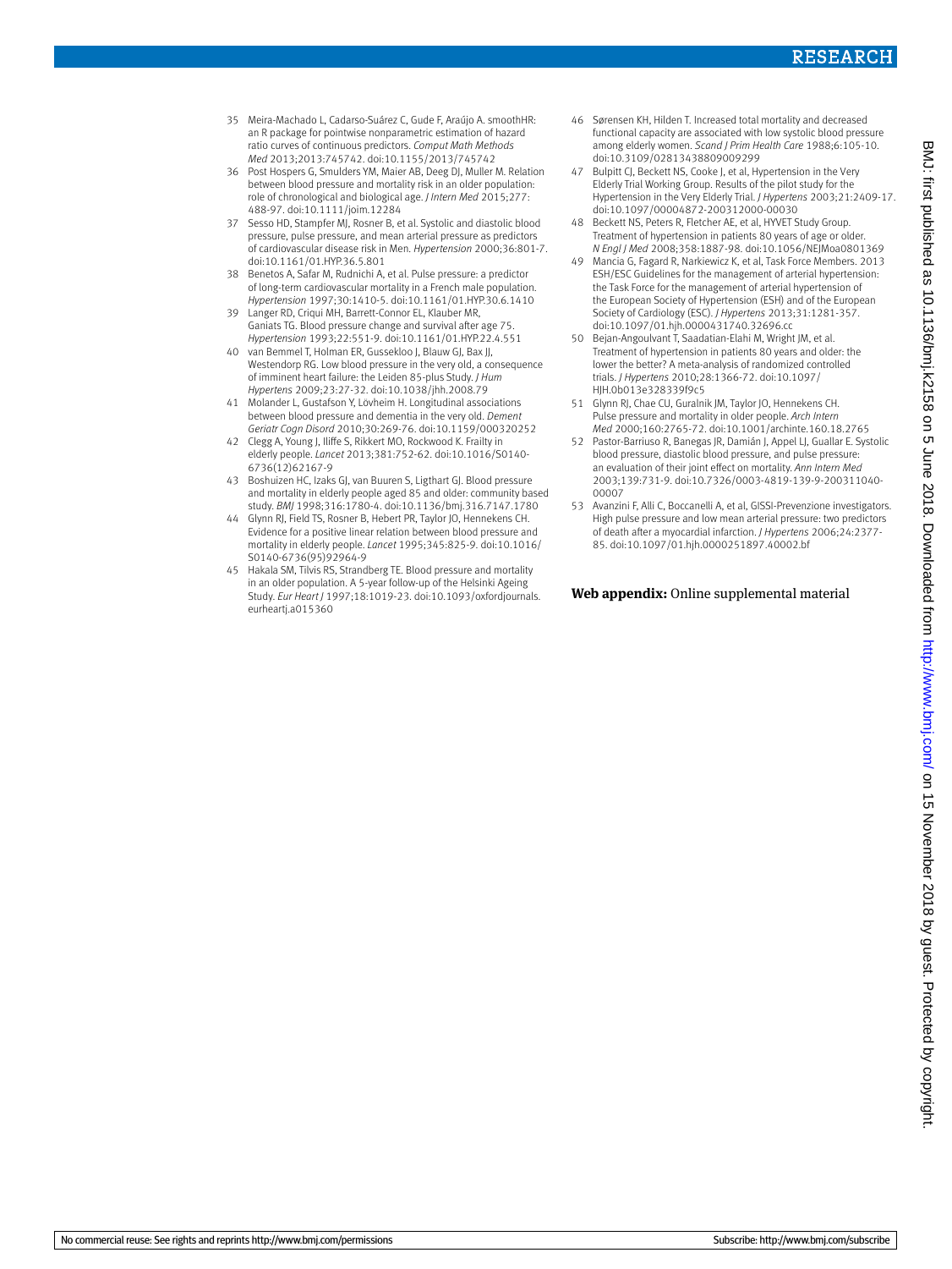35 Meira-Machado L, Cadarso-Suárez C, Gude F, Araújo A. smoothHR: an R package for pointwise nonparametric estimation of hazard ratio curves of continuous predictors. *Comput Math Methods Med* 2013;2013:745742. doi:10.1155/2013/745742

36 Post Hospers G, Smulders YM, Maier AB, Deeg DJ, Muller M. Relation between blood pressure and mortality risk in an older population: role of chronological and biological age. *J Intern Med* 2015;277:488-97. doi:10.1111/joim.12284

37 Sesso HD, Stampfer MJ, Rosner B, et al. Systolic and diastolic blood pressure, pulse pressure, and mean arterial pressure as predictors of cardiovascular disease risk in Men. *Hypertension* 2000;36:801-7. doi:10.1161/01.HYP.36.5.801

38 Benetos A, Safar M, Rudnichi A, et al. Pulse pressure: a predictor of long-term cardiovascular mortality in a French male population. *Hypertension* 1997;30:1410-5. doi:10.1161/01.HYP.30.6.1410

39 Langer RD, Criqui MH, Barrett-Connor EL, Klauber MR, Ganiats TG. Blood pressure change and survival after age 75. *Hypertension* 1993;22:551-9. doi:10.1161/01.HYP.22.4.551

40 van Bemmel T, Holman ER, Gussekloo J, Blauw GJ, Bax JJ, Westendorp RG. Low blood pressure in the very old, a consequence of imminent heart failure: the Leiden 85-plus Study. *J Hum Hypertens* 2009;23:27-32. doi:10.1038/jhh.2008.79

41 Molander L, Gustafson Y, Lövheim H. Longitudinal associations between blood pressure and dementia in the very old. *Dement Geriatr Cogn Disord* 2010;30:269-76. doi:10.1159/000320252

42 Clegg A, Young J, Iliffe S, Rikkert MO, Rockwood K. Frailty in elderly people. *Lancet* 2013;381:752-62. doi:10.1016/S0140-6736(12)62167-9

43 Boshuizen HC, Izaks GJ, van Buuren S, Ligthart GJ. Blood pressure and mortality in elderly people aged 85 and older: community based study. *BMJ* 1998;316:1780-4. doi:10.1136/bmj.316.7147.1780

44 Glynn RJ, Field TS, Rosner B, Hebert PR, Taylor JO, Hennekens CH. Evidence for a positive linear relation between blood pressure and mortality in elderly people. *Lancet* 1995;345:825-9. doi:10.1016/S0140-6736(95)92964-9

45 Hakala SM, Tilvis RS, Strandberg TE. Blood pressure and mortality in an older population. A 5-year follow-up of the Helsinki Ageing Study. *Eur Heart J* 1997;18:1019-23. doi:10.1093/oxfordjournals.eurheartj.a015360

46 Sørensen KH, Hilden T. Increased total mortality and decreased functional capacity are associated with low systolic blood pressure among elderly women. *Scand J Prim Health Care* 1988;6:105-10. doi:10.3109/02813438809009299

47 Bulpitt CJ, Beckett NS, Cooke J, et al, Hypertension in the Very Elderly Trial Working Group. Results of the pilot study for the Hypertension in the Very Elderly Trial. *J Hypertens* 2003;21:2409-17. doi:10.1097/00004872-200312000-00030

48 Beckett NS, Peters R, Fletcher AE, et al, HYVET Study Group. Treatment of hypertension in patients 80 years of age or older. *N Engl J Med* 2008;358:1887-98. doi:10.1056/NEJMoa0801369

49 Mancia G, Fagard R, Narkiewicz K, et al, Task Force Members. 2013 ESH/ESC Guidelines for the management of arterial hypertension: the Task Force for the management of arterial hypertension of the European Society of Hypertension (ESH) and of the European Society of Cardiology (ESC). *J Hypertens* 2013;31:1281-357. doi:10.1097/01.hjh.0000431740.32696.cc

50 Bejan-Angoulvant T, Saadatian-Elahi M, Wright JM, et al. Treatment of hypertension in patients 80 years and older: the lower the better? A meta-analysis of randomized controlled trials. *J Hypertens* 2010;28:1366-72. doi:10.1097/HJH.0b013e328339f9c5

51 Glynn RJ, Chae CU, Guralnik JM, Taylor JO, Hennekens CH. Pulse pressure and mortality in older people. *Arch Intern Med* 2000;160:2765-72. doi:10.1001/archinte.160.18.2765

52 Pastor-Barriuso R, Banegas JR, Damián J, Appel LJ, Guallar E. Systolic blood pressure, diastolic blood pressure, and pulse pressure: an evaluation of their joint effect on mortality. *Ann Intern Med* 2003;139:731-9. doi:10.7326/0003-4819-139-9-200311040-00007

53 Avanzini F, Alli C, Boccanelli A, et al, GISSI-Prevenzione investigators. High pulse pressure and low mean arterial pressure: two predictors of death after a myocardial infarction. *J Hypertens* 2006;24:2377-85. doi:10.1097/01.hjh.0000251897.40002.bf

**Web appendix:** Online supplemental material